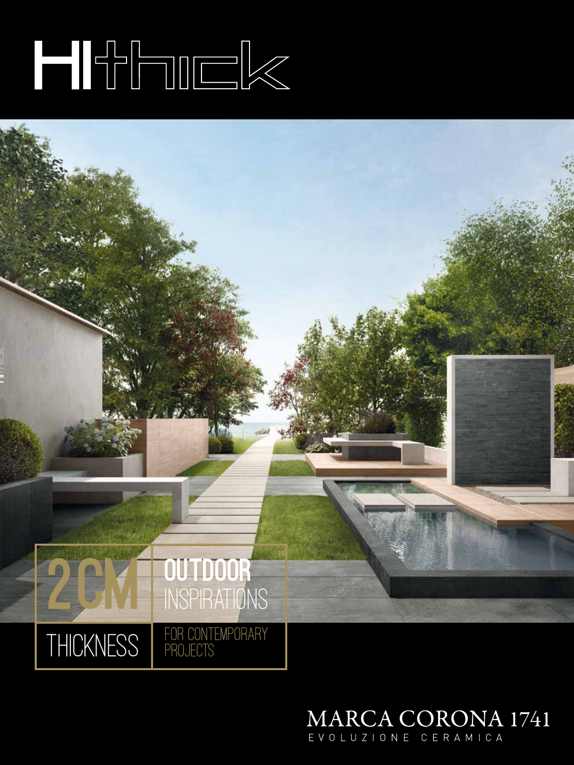# HIthick

2CM THICKNESS

## OUTDOOR INSPIRATIONS

FOR CONTEMPORARY PROJECTS

MARCA CORONA 1741

EVOLUZIONE CERAMICA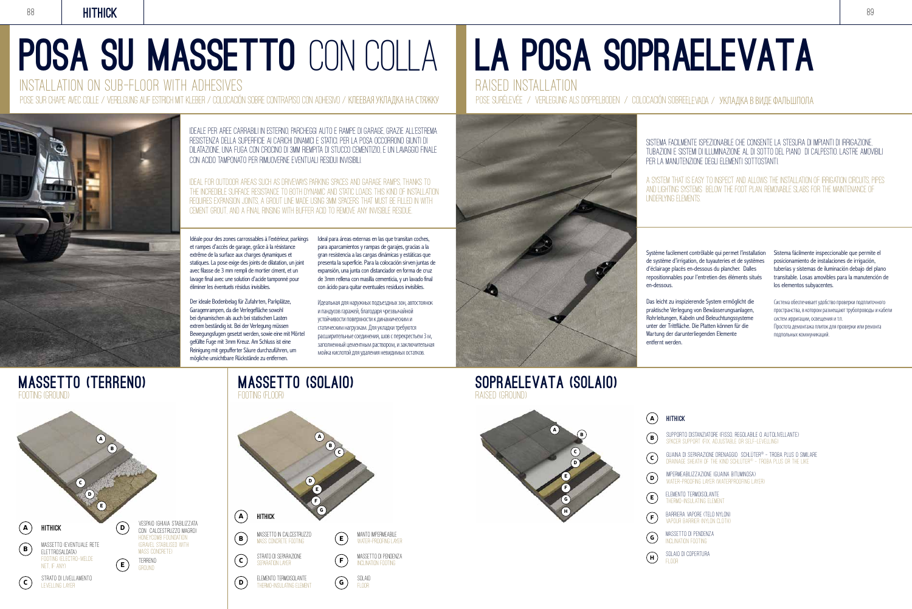# POSA SU MASSETTO CON COLLA

## INSTALLATION ON SUB-FLOOR WITH ADHESIVES

POSE SUR CHAPE AVEC COLLE / VERLEGUNG AUF ESTRICH MIT KLEBER / COLOCACIÓN SOBRE CONTRAPISO CON ADHESIVO / КЛЕЕВАЯ УКЛАДКА НА СТЯЖКУ

IDEALE PER AREE CARRABILI IN ESTERNO, PARCHEGGI AUTO E RAMPE DI GARAGE, GRAZIE ALL'ESTREMA RESISTENZA DELLA SUPERFICIE AI CARICHI DINAMICI E STATICI. PER LA POSA OCCORRONO GIUNTI DI DILATAZIONE, UNA FUGA CON CROCINO DI 3MM RIEMPITA DI STUCCO CEMENTIZIO, E UN LAVAGGIO FINALE CON ACIDO TAMPONATO PER RIMUOVERNE EVENTUALI RESIDUI INVISIBILI.

IDEAL FOR OUTDOOR AREAS SUCH AS DRIVEWAYS PARKING SPACES AND GARAGE RAMPS, THANKS TO THE INCREDIBLE SURFACE RESISTANCE TO BOTH DYNAMIC AND STATIC LOADS. THIS KIND OF INSTALLATION REQUIRES EXPANSION JOINTS, A GROUT LINE MADE USING 3MM SPACERS THAT MUST BE FILLED IN WITH CEMENT GROUT, AND A FINAL RINSING WITH BUFFER ACID TO REMOVE ANY INVISIBLE RESIDUE.

Idéale pour des zones carrossables à l'extérieur, parkings et rampes d'accès de garage, grâce à la résistance extrême de la surface aux charges dynamiques et statiques. La pose exige des joints de dilatation, un joint avec filasse de 3 mm rempli de mortier ciment, et un lavage final avec une solution d'acide tamponné pour éliminer les éventuels résidus invisibles.

Der ideale Bodenbelag für Zufahrten, Parkplätze, Garagenrampen, da die Verlegefläche sowohl bei dynamischen als auch bei statischen Lasten extrem beständig ist. Bei der Verlegung müssen Bewegungsfugen gesetzt werden, sowie eine mit Mörtel gefüllte Fuge mit 3mm Kreuz. Am Schluss ist eine Reinigung mit gepufferter Säure durchzuführen, um mögliche unsichtbare Rückstände zu entfernen.

Ideal para áreas externas en las que transitan coches, para aparcamientos y rampas de garajes, gracias a la gran resistencia a las cargas dinámicas y estáticas que presenta la superficie. Para la colocación sirven juntas de expansión, una junta con distanciador en forma de cruz de 3mm rellena con masilla cementicia, y un lavado final con ácido para quitar eventuales residuos invisibles.

Идеальная для наружных подъездных зон, автостоянок и пандусов гаражей, благодаря чрезвычайной устойчивости поверхности к динамическим и статическим нагрузкам. Для укладки требуются расширительные соединения, шов с перекрестьем 3 м, заполненный цементным раствором, и заключительная мойка кислотой для удаления невидимых остатков.

### MASSETTO (TERRENO)

FOOTING (GROUND)

- **A** HITHICK
- **B** MASSETTO (EVENTUALE RETE ELETTROSALDATA) — FOOTING (ELECTRO-WELDE NET, IF ANY)
- **C** STRATO DI LIVELLAMENTO — LEVELLING LAYER
- **D** VESPAIO (GHIAIA STABILIZZATA CON CALCESTRUZZO MAGRO) — HONEYCOMB FOUNDATION (GRAVEL STABILISED WITH MASS CONCRETE)
- **E** TERRENO — GROUND

### MASSETTO (SOLAIO)

FOOTING (FLOOR)

- **A** HITHICK
- **B** MASSETTO IN CALCESTRUZZO — MASS CONCRETE FOOTING
- **C** STRATO DI SEPARAZIONE — SEPARATION LAYER
- **D** ELEMENTO TERMOISOLANTE — THERMO-INSULATING ELEMENT
- **E** MANTO IMPERMEABILE — WATER-PROOFING LAYER
- **F** MASSETTO DI PENDENZA — INCLINATION FOOTING
- **G** SOLAIO — FLOOR

# LA POSA SOPRAELEVATA

## RAISED INSTALLATION

POSE SURÉLEVÉE / VERLEGUNG ALS DOPPELBODEN / COLOCACIÓN SOBREELEVADA / УКЛАДКА В ВИДЕ ФАЛЬШПОЛА

SISTEMA FACILMENTE ISPEZIONABILE CHE CONSENTE LA STESURA DI IMPIANTI DI IRRIGAZIONE, TUBAZIONI E SISTEMI DI ILLUMINAZIONE AL DI SOTTO DEL PIANO DI CALPESTIO. LASTRE AMOVIBILI PER LA MANUTENZIONE DEGLI ELEMENTI SOTTOSTANTI.

A SYSTEM THAT IS EASY TO INSPECT AND ALLOWS THE INSTALLATION OF IRRIGATION CIRCUITS, PIPES AND LIGHTING SYSTEMS BELOW THE FOOT PLAN. REMOVABLE SLABS FOR THE MAINTENANCE OF UNDERLYING ELEMENTS.

Système facilement contrôlable qui permet l'installation de système d'irrigation, de tuyauteries et de systèmes d'éclairage placés en-dessous du plancher. Dalles repositionnables pour l'entretien des éléments situés en-dessous.

Das leicht zu inspizierende System ermöglicht die praktische Verlegung von Bewässerungsanlagen, Rohrleitungen, Kabeln und Beleuchtungssysteme unter der Trittfläche. Die Platten können für die Wartung der darunterliegenden Elemente entfernt werden.

Sistema fácilmente inspeccionable que permite el posicionamiento de instalaciones de irrigación, tuberías y sistemas de iluminación debajo del plano transitable. Losas amovibles para la manutención de los elementos subyacentes.

Система обеспечивает удобство проверки подпольного пространства, в котором размещают трубопроводы и кабели систем ирригации, освещения и т.п.
Простота демонтажа плиток для проверки или ремонта подпольных коммуникаций.

### SOPRAELEVATA (SOLAIO)

RAISED (GROUND)

- **A** HITHICK
- **B** SUPPORTO DISTANZIATORE (FISSO, REGOLABILE O AUTOLIVELLANTE) — SPACER SUPPORT (FIX, ADJUSTABLE OR SELF-LEVELLING)
- **C** GUAINA DI SEPARAZIONE DRENAGGIO SCHLÜTER® - TROBA PLUS O SIMILARE — DRAINAGE SHEATH OF THE KIND SCHLÜTER® - TROBA PLUS OR THE LIKE
- **D** IMPERMEABILIZZAZIONE (GUAINA BITUMINOSA) — WATER-PROOFING LAYER (WATERPROOFING LAYER)
- **E** ELEMENTO TERMOISOLANTE — THERMO-INSULATING ELEMENT
- **F** BARRIERA VAPORE (TELO NYLON) — VAPOUR BARRIER (NYLON CLOTH)
- **G** MASSETTO DI PENDENZA — INCLINATION FOOTING
- **H** SOLAIO DI COPERTURA — FLOOR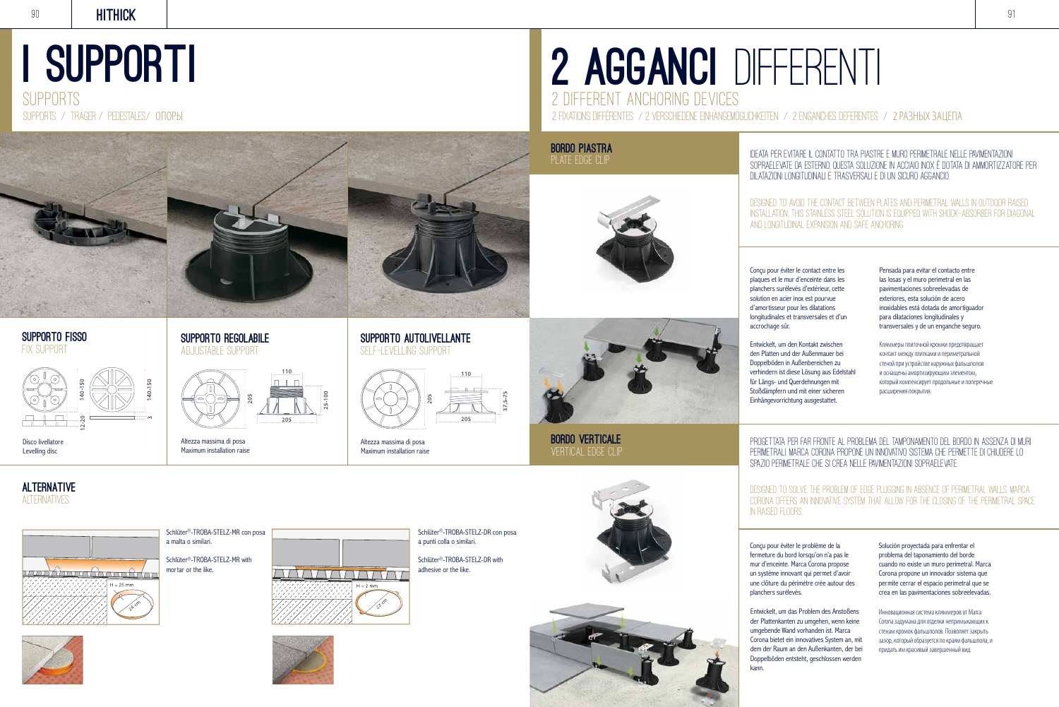# I SUPPORTI

SUPPORTS

SUPPORTS / TRAGER / PEDESTALES/ ОПОРЫ

## SUPPORTO FISSO

FIX SUPPORT

140-150

12-20

140-150

3

Disco livellatore
Levelling disc

## SUPPORTO REGOLABILE

ADJUSTABLE SUPPORT

110

205

205

25-100

Altezza massima di posa
Maximum installation raise

## SUPPORTO AUTOLIVELLANTE

SELF-LEVELLING SUPPORT

110

205

205

37,5-75

Altezza massima di posa
Maximum installation raise

## ALTERNATIVE

ALTERNATIVES

H = 25 mm

24 cm

Schlüter®-TROBA-STELZ-MR con posa a malta o similari.

Schlüter®-TROBA-STELZ-MR with mortar or the like.

H = 2 mm

23 cm

Schlüter®-TROBA-STELZ-DR con posa a punti colla o similari.

Schlüter®-TROBA-STELZ-DR with adhesive or the like.

# 2 AGGANCI DIFFERENTI

2 DIFFERENT ANCHORING DEVICES

2 FIXATIONS DIFFÉRENTES / 2 VERSCHIEDENE EINHANGEMÖGLICHKEITEN / 2 ENGANCHES DEFERENTES / 2 РАЗНЫХ ЗАЦЕПА

## BORDO PIASTRA

PLATE EDGE CLIP

IDEATA PER EVITARE IL CONTATTO TRA PIASTRE E MURO PERIMETRALE NELLE PAVIMENTAZIONI SOPRAELEVATE DA ESTERNO. QUESTA SOLUZIONE IN ACCIAIO INOX È DOTATA DI AMMORTIZZATORE PER DILATAZIONI LONGITUDINALI E TRASVERSALI E DI UN SICURO AGGANCIO.

DESIGNED TO AVOID THE CONTACT BETWEEN PLATES AND PERIMETRAL WALLS IN OUTDOOR RAISED INSTALLATION. THIS STAINLESS STEEL SOLUTION IS EQUIPPED WITH SHOCK-ABSORBER FOR DIAGONAL AND LONGITUDINAL EXPANSION AND SAFE ANCHORING

Conçu pour éviter le contact entre les plaques et le mur d'enceinte dans les planchers surélevés d'extérieur, cette solution en acier inox est pourvue d'amortisseur pour les dilatations longitudinales et transversales et d'un accrochage sûr.

Entwickelt, um den Kontakt zwischen den Platten und der Außenmauer bei Doppelböden in Außenbereichen zu verhindern ist diese Lösung aus Edelstahl für Längs- und Querdehnungen mit Stoßdämpfern und mit einer sicheren Einhängevorrichtung ausgestattet.

Pensada para evitar el contacto entre las losas y el muro perimetral en las pavimentaciones sobreelevadas de exteriores, esta solución de acero inoxidables está dotada de amortiguador para dilataciones longitudinales y transversales y de un enganche seguro.

Кляммеры плиточной кромки предотвращает контакт между плитками и периметральной стеной при устройстве наружных фальшполов и оснащены амортизирующим элементом, который компенсирует продольные и поперечные расширения покрытия.

## BORDO VERTICALE

VERTICAL EDGE CLIP

PROGETTATA PER FAR FRONTE AL PROBLEMA DEL TAMPONAMENTO DEL BORDO IN ASSENZA DI MURI PERIMETRALI MARCA CORONA PROPONE UN INNOVATIVO SISTEMA CHE PERMETTE DI CHIUDERE LO SPAZIO PERIMETRALE CHE SI CREA NELLE PAVIMENTAZIONI SOPRAELEVATE.

DESIGNED TO SOLVE THE PROBLEM OF EDGE PLUGGING IN ABSENCE OF PERIMETRAL WALLS MARCA CORONA OFFERS AN INNOVATIVE SYSTEM THAT ALLOW FOR THE CLOSING OF THE PERIMETRAL SPACE IN RAISED FLOORS.

Conçu pour éviter le problème de la fermeture du bord lorsqu'on n'a pas le mur d'enceinte. Marca Corona propose un système innovant qui permet d'avoir une clôture du périmètre crée autour des planchers surélevés.

Entwickelt, um das Problem des Anstoßens der Plattenkanten zu umgehen, wenn keine umgebende Wand vorhanden ist. Marca Corona bietet ein innovatives System an, mit dem der Raum an den Außenkanten, der bei Doppelböden entsteht, geschlossen werden kann.

Solución proyectada para enfrentar el problema del taponamiento del borde cuando no existe un muro perimetral. Marca Corona propone un innovador sistema que permite cerrar el espacio perimetral que se crea en las pavimentaciones sobreelevadas.

Инновационная система кляммеров от Marca Corona задумана для отделки непримыкающих к стенам кромок фальшполов. Позволяет закрыть зазор, который образуется по краям фальшпола, и придать им красивый завершенный вид.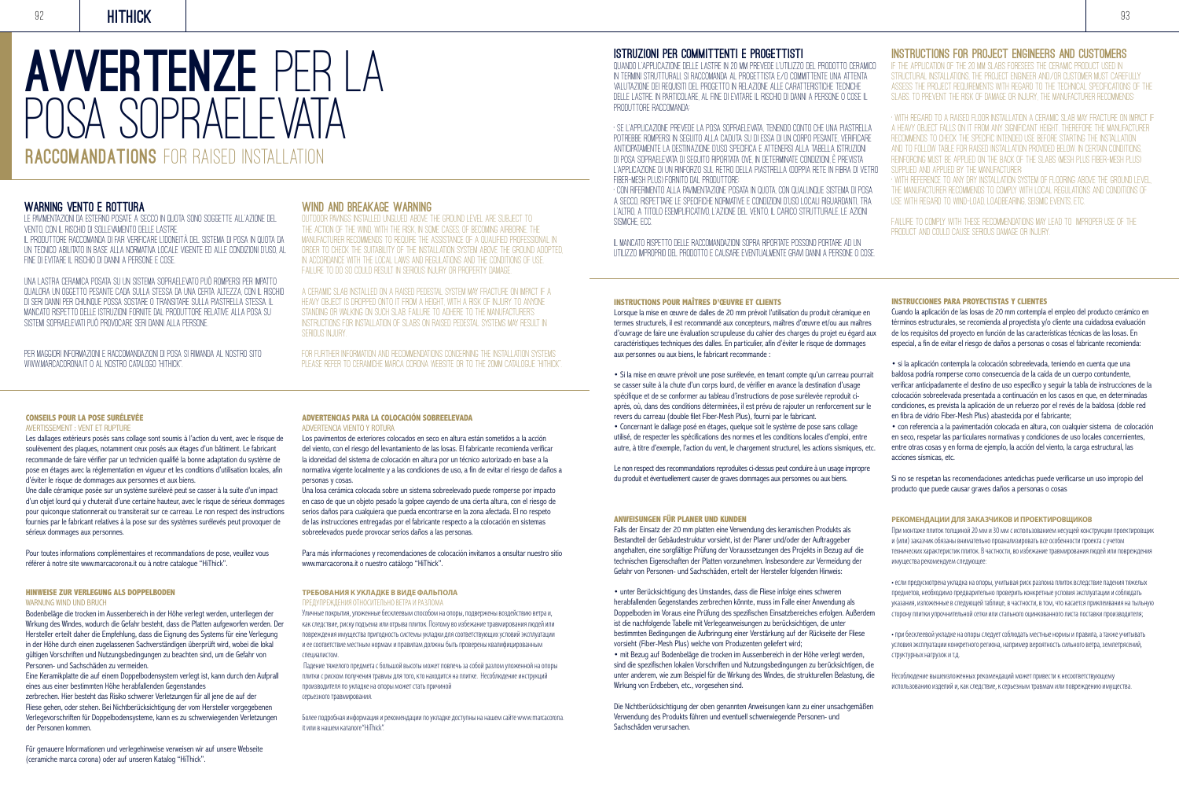# AVVERTENZE PER LA POSA SOPRAELEVATA

## RACCOMANDATIONS FOR RAISED INSTALLATION

### WARNING VENTO E ROTTURA

Le pavimentazioni da esterno posate a secco in quota sono soggette all'azione del vento, con il rischio di sollevamento delle lastre.
Il produttore raccomanda di far verificare l'idoneità del sistema di posa in quota da un tecnico abilitato in base alla normativa locale vigente ed alle condizioni d'uso, al fine di evitare il rischio di danni a persone e cose.

Una lastra ceramica posata su un sistema sopraelevato può rompersi per impatto qualora un oggetto pesante cada sulla stessa da una certa altezza, con il rischio di seri danni per chiunque possa sostare o transitare sulla piastrella stessa. Il mancato rispetto delle istruzioni fornite dal produttore relative alla posa su sistemi sopraelevati può provocare seri danni alle persone.

Per maggiori informazioni e raccomandazioni di posa si rimanda al nostro sito www.marcacorona.it o al nostro catalogo "HiThick".

### WIND AND BREAKAGE WARNING

Outdoor pavings installed unglued above the ground level are subject to the action of the wind, with the risk, in some cases, of becoming airborne. The manufacturer recommends to require the assistance of a qualified professional in order to check the suitability of the installation system above the ground adopted, in accordance with the local laws and regulations and the conditions of use. Failure to do so could result in serious injury or property damage.

A ceramic slab installed on a raised pedestal system may fracture on impact if a heavy object is dropped onto it from a height, with a risk of injury to anyone standing or walking on such slab. Failure to adhere to the manufacturer's instructions for installation of slabs on raised pedestal systems may result in serious injury.

For further information and recommendations concerning the installation systems please refer to Ceramiche Marca Corona website or to the 20mm catalogue "HiThick".

### CONSEILS POUR LA POSE SURÉLEVÉE

AVERTISSEMENT : VENT ET RUPTURE

Les dallages extérieurs posés sans collage sont soumis à l'action du vent, avec le risque de soulèvement des plaques, notamment ceux posés aux étages d'un bâtiment. Le fabricant recommande de faire vérifier par un technicien qualifié la bonne adaptation du système de pose en étages avec la réglementation en vigueur et les conditions d'utilisation locales, afin d'éviter le risque de dommages aux personnes et aux biens.
Une dalle céramique posée sur un système surélevé peut se casser à la suite d'un impact d'un objet lourd qui y chuterait d'une certaine hauteur, avec le risque de sérieux dommages pour quiconque stationnerait ou transiterait sur ce carreau. Le non respect des instructions fournies par le fabricant relatives à la pose sur des systèmes surélevés peut provoquer de sérieux dommages aux personnes.

Pour toutes informations complémentaires et recommandations de pose, veuillez vous référer à notre site www.marcacorona.it ou à notre catalogue "HiThick".

### ADVERTENCIAS PARA LA COLOCACIÓN SOBREELEVADA

ADVERTENCIA VIENTO Y ROTURA

Los pavimentos de exteriores colocados en seco en altura están sometidos a la acción del viento, con el riesgo del levantamiento de las losas. El fabricante recomienda verificar la idoneidad del sistema de colocación en altura por un técnico autorizado en base a la normativa vigente localmente y a las condiciones de uso, a fin de evitar el riesgo de daños a personas y cosas.
Una losa cerámica colocada sobre un sistema sobreelevado puede romperse por impacto en caso de que un objeto pesado la golpee cayendo de una cierta altura, con el riesgo de serios daños para cualquiera que pueda encontrarse en la zona afectada. El no respeto de las instrucciones entregadas por el fabricante respecto a la colocación en sistemas sobreelevados puede provocar serios daños a las personas.

Para más informaciones y recomendaciones de colocación invitamos a onsultar nuestro sitio www.marcacorona.it o nuestro catálogo "HiThick".

### HINWEISE ZUR VERLEGUNG ALS DOPPELBODEN

WARNUNG WIND UND BRUCH

Bodenbeläge die trocken im Aussenbereich in der Höhe verlegt werden, unterliegen der Wirkung des Windes, wodurch die Gefahr besteht, dass die Platten aufgeworfen werden. Der Hersteller erteilt daher die Empfehlung, dass die Eignung des Systems für eine Verlegung in der Höhe durch einen zugelassenen Sachverständigen überprüft wird, wobei die lokal gültigen Vorschriften und Nutzungsbedingungen zu beachten sind, um die Gefahr von Personen- und Sachschäden zu vermeiden.
Eine Keramikplatte die auf einem Doppelbodensystem verlegt ist, kann durch den Aufprall eines aus einer bestimmten Höhe herabfallenden Gegenstandes
zerbrechen. Hier besteht das Risiko schwerer Verletzungen für all jene die auf der Fliese gehen, oder stehen. Bei Nichtberücksichtigung der vom Hersteller vorgegebenen Verlegevorschriften für Doppelbodensysteme, kann es zu schwerwiegenden Verletzungen der Personen kommen.

Für genauere Informationen und verlegehinweise verweisen wir auf unsere Webseite (ceramiche marca corona) oder auf unseren Katalog "HiThick".

### ТРЕБОВАНИЯ К УКЛАДКЕ В ВИДЕ ФАЛЬПОЛА

ПРЕДУПРЕЖДЕНИЯ ОТНОСИТЕЛЬНО ВЕТРА И РАЗЛОМА

Уличные покрытия, уложенные бесклеевым способом на опоры, подвержены воздействию ветра и, как следствие, риску подъема или отрыва плиток. Поэтому во избежание травмирования людей или повреждения имущества пригодность системы укладки для соответствующих условий эксплуатации и ее соответствие местным нормам и правилам должны быть проверены квалифицированным специалистом.
Падение тяжелого предмета с большой высоты может повлечь за собой разлом уложенной на опоры плитки с риском получения травмы для того, кто находится на плитке. Несоблюдение инструкций производителя по укладке на опоры может стать причиной серьезного травмирования.

Более подробная информация и рекомендации по укладке доступны на нашем сайте www.marcacorona.it или в нашем каталоге "HiThick".

### ISTRUZIONI PER COMMITTENTI E PROGETTISTI

Quando l'applicazione delle lastre in 20 mm prevede l'utilizzo del prodotto ceramico in termini strutturali si raccomanda al progettista e/o committente una attenta valutazione dei requisiti del progetto in relazione alle caratteristiche tecniche delle lastre. In particolare, al fine di evitare il rischio di danni a persone o cose il produttore raccomanda:

- se l'applicazione prevede la posa sopraelevata, tenendo conto che una piastrella potrebbe rompersi in seguito alla caduta su di essa di un corpo pesante, verificare anticipatamente la destinazione d'uso specifica e attenersi alla tabella istruzioni di posa sopraelevata di seguito riportata ove, in determinate condizioni, è prevista l'applicazione di un rinforzo sul retro della piastrella (doppia rete in fibra di vetro Fiber-Mesh Plus) fornito dal produttore;
- con riferimento alla pavimentazione posata in quota, con qualunque sistema di posa a secco, rispettare le specifiche normative e condizioni d'uso locali riguardanti, tra l'altro, a titolo esemplificativo, l'azione del vento, il carico strutturale, le azioni sismiche, ecc.

Il mancato rispetto delle raccomandazioni sopra riportate possono portare ad un utilizzo improprio del prodotto e causare eventualmente gravi danni a persone o cose.

### INSTRUCTIONS FOR PROJECT ENGINEERS AND CUSTOMERS

If the application of the 20 mm slabs foresees the ceramic product used in structural installations, the project engineer and/or customer must carefully assess the project requirements with regard to the technical specifications of the slabs. To prevent the risk of damage or injury, the manufacturer recommends:

- with regard to a raised floor installation a ceramic slab may fracture on impact if a heavy object falls on it from any significant height. Therefore the manufacturer recommends to check the specific intended use before starting the installation and to follow table for raised installation provided below. In certain conditions, reinforcing must be applied on the back of the slabs (mesh plus fiber-mesh plus) supplied and applied by the manufacturer.
- with reference to any dry installation system of flooring above the ground level, the manufacturer recommends to comply with local regulations and conditions of use with regard to wind-load, loadbearing, seismic events, etc.

Failure to comply with these recommendations may lead to improper use of the product and could cause serious damage or injury.

### INSTRUCTIONS POUR MAÎTRES D'ŒUVRE ET CLIENTS

Lorsque la mise en œuvre de dalles de 20 mm prévoit l'utilisation du produit céramique en termes structurels, il est recommandé aux concepteurs, maîtres d'œuvre et/ou aux maîtres d'ouvrage de faire une évaluation scrupuleuse du cahier des charges du projet eu égard aux caractéristiques techniques des dalles. En particulier, afin d'éviter le risque de dommages aux personnes ou aux biens, le fabricant recommande :

- Si la mise en œuvre prévoit une pose surélevée, en tenant compte qu'un carreau pourrait se casser suite à la chute d'un corps lourd, de vérifier en avance la destination d'usage spécifique et de se conformer au tableau d'instructions de pose surélevée reproduit ci-après, où, dans des conditions déterminées, il est prévu de rajouter un renforcement sur le revers du carreau (double filet Fiber-Mesh Plus), fourni par le fabricant.
- Concernant le dallage posé en étages, quelque soit le système de pose sans collage utilisé, de respecter les spécifications des normes et les conditions locales d'emploi, entre autre, à titre d'exemple, l'action du vent, le chargement structurel, les actions sismiques, etc.

Le non respect des recommandations reproduites ci-dessus peut conduire à un usage impropre du produit et éventuellement causer de graves dommages aux personnes ou aux biens.

### INSTRUCCIONES PARA PROYECTISTAS Y CLIENTES

Cuando la aplicación de las losas de 20 mm contempla el empleo del producto cerámico en términos estructurales, se recomienda al proyectista y/o cliente una cuidadosa evaluación de los requisitos del proyecto en función de las características técnicas de las losas. En especial, a fin de evitar el riesgo de daños a personas o cosas el fabricante recomienda:

- si la aplicación contempla la colocación sobreelevada, teniendo en cuenta que una baldosa podría romperse como consecuencia de la caída de un cuerpo contundente, verificar anticipadamente el destino de uso específico y seguir la tabla de instrucciones de la colocación sobreelevada presentada a continuación en los casos en que, en determinadas condiciones, es prevista la aplicación de un refuerzo por el revés de la baldosa (doble red en fibra de vidrio Fiber-Mesh Plus) abastecida por el fabricante;
- con referencia a la pavimentación colocada en altura, con cualquier sistema de colocación en seco, respetar las particulares normativas y condiciones de uso locales concernientes, entre otras cosas y en forma de ejemplo, la acción del viento, la carga estructural, las acciones sísmicas, etc.

Si no se respetan las recomendaciones antedichas puede verificarse un uso impropio del producto que puede causar graves daños a personas o cosas

### ANWEISUNGEN FÜR PLANER UND KUNDEN

Falls der Einsatz der 20 mm platten eine Verwendung des keramischen Produkts als Bestandteil der Gebäudestruktur vorsieht, ist der Planer und/oder der Auftraggeber angehalten, eine sorgfältige Prüfung der Voraussetzungen des Projekts in Bezug auf die technischen Eigenschaften der Platten vorzunehmen. Insbesondere zur Vermeidung der Gefahr von Personen- und Sachschäden, erteilt der Hersteller folgenden Hinweis:

- unter Berücksichtigung des Umstandes, dass die Fliese infolge eines schweren herabfallenden Gegenstandes zerbrechen könnte, muss im Falle einer Anwendung als Doppelboden im Voraus eine Prüfung des spezifischen Einsatzbereiches erfolgen. Außerdem ist die nachfolgende Tabelle mit Verlegeanweisungen zu berücksichtigen, die unter bestimmten Bedingungen die Aufbringung einer Verstärkung auf der Rückseite der Fliese vorsieht (Fiber-Mesh Plus) welche vom Produzenten geliefert wird;
- mit Bezug auf Bodenbeläge die trocken im Aussenbereich in der Höhe verlegt werden, sind die spezifischen lokalen Vorschriften und Nutzungsbedingungen zu berücksichtigen, die unter anderem, wie zum Beispiel für die Wirkung des Windes, die strukturellen Belastung, die Wirkung von Erdbeben, etc., vorgesehen sind.

Die Nichtberücksichtigung der oben genannten Anweisungen kann zu einer unsachgemäßen Verwendung des Produkts führen und eventuell schwerwiegende Personen- und Sachschäden verursachen.

### РЕКОМЕНДАЦИИ ДЛЯ ЗАКАЗЧИКОВ И ПРОЕКТИРОВЩИКОВ

При монтаже плиток толщиной 20 мм и 30 мм с использованием несущей конструкции проектировщик и (или) заказчик обязаны внимательно проанализировать все особенности проекта с учетом технических характеристик плиток. В частности, во избежание травмирования людей или повреждения имущества рекомендуем следующее:

- если предусмотрена укладка на опоры, учитывая риск разлома плиток вследствие падения тяжелых предметов, необходимо предварительно проверить конкретные условия эксплуатации и соблюдать указания, изложенные в следующей таблице; в частности, в том, что касается приклеивания на тыльную сторону плитки упрочнительной сетки или стального оцинкованного листа поставки производителя;
- при бесклеевой укладке на опоры следует соблюдать местные нормы и правила, а также учитывать условия эксплуатации конкретного региона, например вероятность сильного ветра, землетрясений, структурных нагрузок и т.д.

Несоблюдение вышеизложенных рекомендаций может привести к несоответствующему использованию изделий и, как следствие, к серьезным травмам или повреждению имущества.